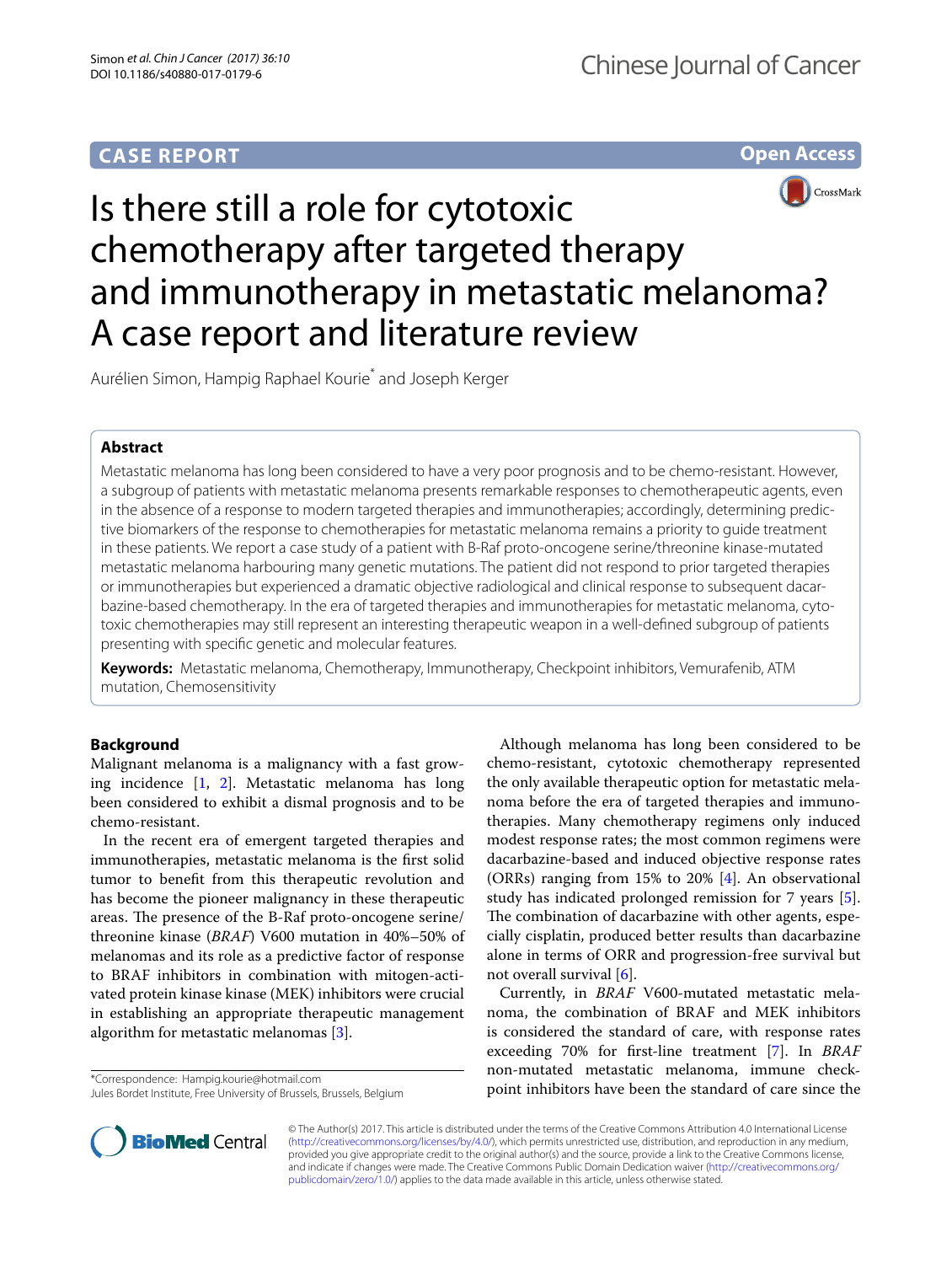CASE REPORT

Open Access

# Is there still a role for cytotoxic chemotherapy after targeted therapy and immunotherapy in metastatic melanoma? A case report and literature review

Aurélien Simon, Hampig Raphael Kourie* and Joseph Kerger

## Abstract

Metastatic melanoma has long been considered to have a very poor prognosis and to be chemo-resistant. However, a subgroup of patients with metastatic melanoma presents remarkable responses to chemotherapeutic agents, even in the absence of a response to modern targeted therapies and immunotherapies; accordingly, determining predictive biomarkers of the response to chemotherapies for metastatic melanoma remains a priority to guide treatment in these patients. We report a case study of a patient with B-Raf proto-oncogene serine/threonine kinase-mutated metastatic melanoma harbouring many genetic mutations. The patient did not respond to prior targeted therapies or immunotherapies but experienced a dramatic objective radiological and clinical response to subsequent dacarbazine-based chemotherapy. In the era of targeted therapies and immunotherapies for metastatic melanoma, cytotoxic chemotherapies may still represent an interesting therapeutic weapon in a well-defined subgroup of patients presenting with specific genetic and molecular features.

**Keywords:** Metastatic melanoma, Chemotherapy, Immunotherapy, Checkpoint inhibitors, Vemurafenib, ATM mutation, Chemosensitivity

## Background

Malignant melanoma is a malignancy with a fast growing incidence [1, 2]. Metastatic melanoma has long been considered to exhibit a dismal prognosis and to be chemo-resistant.

In the recent era of emergent targeted therapies and immunotherapies, metastatic melanoma is the first solid tumor to benefit from this therapeutic revolution and has become the pioneer malignancy in these therapeutic areas. The presence of the B-Raf proto-oncogene serine/threonine kinase (*BRAF*) V600 mutation in 40%–50% of melanomas and its role as a predictive factor of response to BRAF inhibitors in combination with mitogen-activated protein kinase kinase (MEK) inhibitors were crucial in establishing an appropriate therapeutic management algorithm for metastatic melanomas [3].

Although melanoma has long been considered to be chemo-resistant, cytotoxic chemotherapy represented the only available therapeutic option for metastatic melanoma before the era of targeted therapies and immunotherapies. Many chemotherapy regimens only induced modest response rates; the most common regimens were dacarbazine-based and induced objective response rates (ORRs) ranging from 15% to 20% [4]. An observational study has indicated prolonged remission for 7 years [5]. The combination of dacarbazine with other agents, especially cisplatin, produced better results than dacarbazine alone in terms of ORR and progression-free survival but not overall survival [6].

Currently, in *BRAF* V600-mutated metastatic melanoma, the combination of BRAF and MEK inhibitors is considered the standard of care, with response rates exceeding 70% for first-line treatment [7]. In *BRAF* non-mutated metastatic melanoma, immune checkpoint inhibitors have been the standard of care since the

*Correspondence: Hampig.kourie@hotmail.com
Jules Bordet Institute, Free University of Brussels, Brussels, Belgium

© The Author(s) 2017. This article is distributed under the terms of the Creative Commons Attribution 4.0 International License (http://creativecommons.org/licenses/by/4.0/), which permits unrestricted use, distribution, and reproduction in any medium, provided you give appropriate credit to the original author(s) and the source, provide a link to the Creative Commons license, and indicate if changes were made. The Creative Commons Public Domain Dedication waiver (http://creativecommons.org/publicdomain/zero/1.0/) applies to the data made available in this article, unless otherwise stated.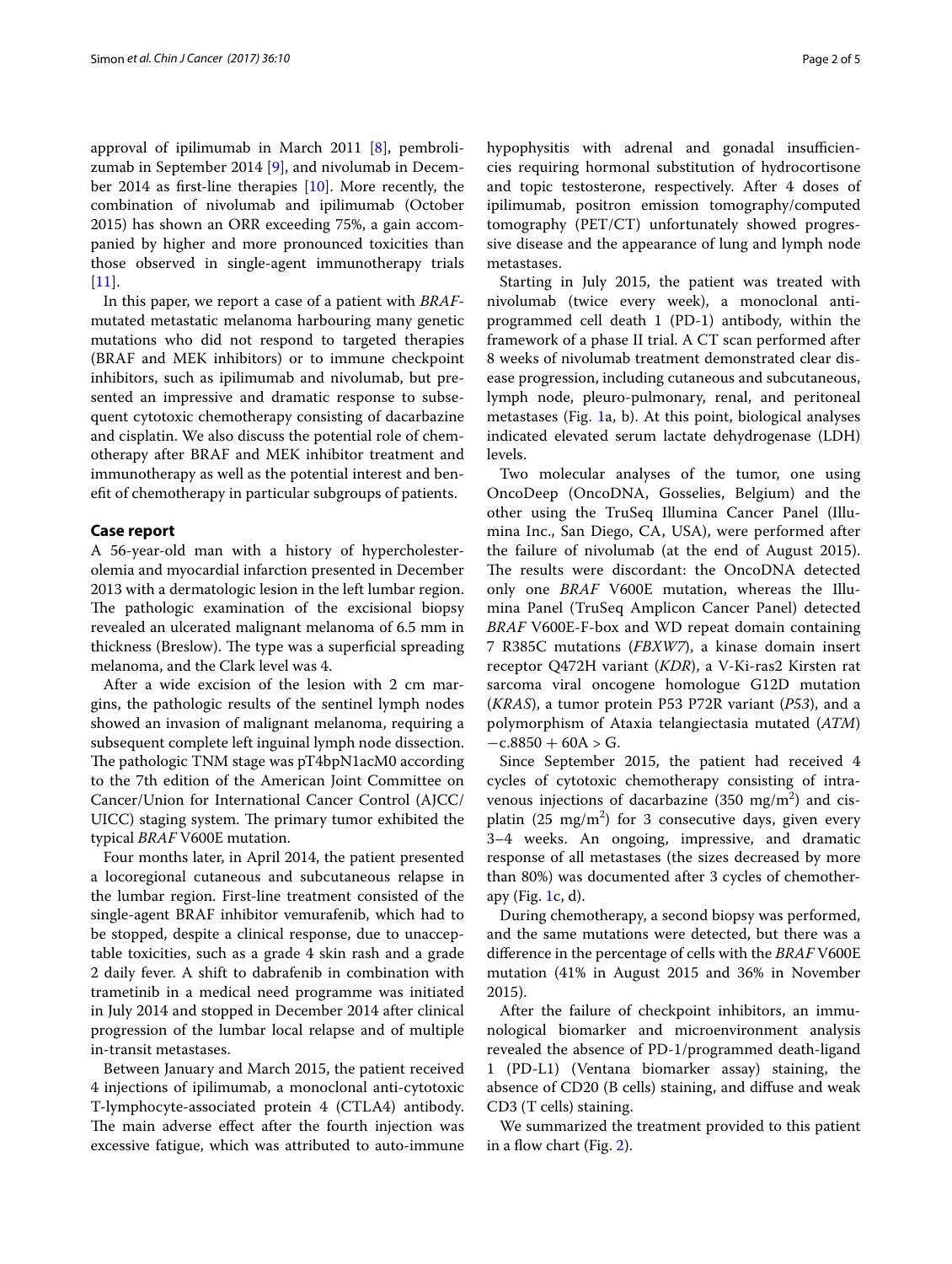approval of ipilimumab in March 2011 [8], pembrolizumab in September 2014 [9], and nivolumab in December 2014 as first-line therapies [10]. More recently, the combination of nivolumab and ipilimumab (October 2015) has shown an ORR exceeding 75%, a gain accompanied by higher and more pronounced toxicities than those observed in single-agent immunotherapy trials [11].

In this paper, we report a case of a patient with *BRAF*-mutated metastatic melanoma harbouring many genetic mutations who did not respond to targeted therapies (BRAF and MEK inhibitors) or to immune checkpoint inhibitors, such as ipilimumab and nivolumab, but presented an impressive and dramatic response to subsequent cytotoxic chemotherapy consisting of dacarbazine and cisplatin. We also discuss the potential role of chemotherapy after BRAF and MEK inhibitor treatment and immunotherapy as well as the potential interest and benefit of chemotherapy in particular subgroups of patients.

## Case report

A 56-year-old man with a history of hypercholesterolemia and myocardial infarction presented in December 2013 with a dermatologic lesion in the left lumbar region. The pathologic examination of the excisional biopsy revealed an ulcerated malignant melanoma of 6.5 mm in thickness (Breslow). The type was a superficial spreading melanoma, and the Clark level was 4.

After a wide excision of the lesion with 2 cm margins, the pathologic results of the sentinel lymph nodes showed an invasion of malignant melanoma, requiring a subsequent complete left inguinal lymph node dissection. The pathologic TNM stage was pT4bpN1acM0 according to the 7th edition of the American Joint Committee on Cancer/Union for International Cancer Control (AJCC/UICC) staging system. The primary tumor exhibited the typical *BRAF* V600E mutation.

Four months later, in April 2014, the patient presented a locoregional cutaneous and subcutaneous relapse in the lumbar region. First-line treatment consisted of the single-agent BRAF inhibitor vemurafenib, which had to be stopped, despite a clinical response, due to unacceptable toxicities, such as a grade 4 skin rash and a grade 2 daily fever. A shift to dabrafenib in combination with trametinib in a medical need programme was initiated in July 2014 and stopped in December 2014 after clinical progression of the lumbar local relapse and of multiple in-transit metastases.

Between January and March 2015, the patient received 4 injections of ipilimumab, a monoclonal anti-cytotoxic T-lymphocyte-associated protein 4 (CTLA4) antibody. The main adverse effect after the fourth injection was excessive fatigue, which was attributed to auto-immune hypophysitis with adrenal and gonadal insufficiencies requiring hormonal substitution of hydrocortisone and topic testosterone, respectively. After 4 doses of ipilimumab, positron emission tomography/computed tomography (PET/CT) unfortunately showed progressive disease and the appearance of lung and lymph node metastases.

Starting in July 2015, the patient was treated with nivolumab (twice every week), a monoclonal anti-programmed cell death 1 (PD-1) antibody, within the framework of a phase II trial. A CT scan performed after 8 weeks of nivolumab treatment demonstrated clear disease progression, including cutaneous and subcutaneous, lymph node, pleuro-pulmonary, renal, and peritoneal metastases (Fig. 1a, b). At this point, biological analyses indicated elevated serum lactate dehydrogenase (LDH) levels.

Two molecular analyses of the tumor, one using OncoDeep (OncoDNA, Gosselies, Belgium) and the other using the TruSeq Illumina Cancer Panel (Illumina Inc., San Diego, CA, USA), were performed after the failure of nivolumab (at the end of August 2015). The results were discordant: the OncoDNA detected only one *BRAF* V600E mutation, whereas the Illumina Panel (TruSeq Amplicon Cancer Panel) detected *BRAF* V600E-F-box and WD repeat domain containing 7 R385C mutations (*FBXW7*), a kinase domain insert receptor Q472H variant (*KDR*), a V-Ki-ras2 Kirsten rat sarcoma viral oncogene homologue G12D mutation (*KRAS*), a tumor protein P53 P72R variant (*P53*), and a polymorphism of Ataxia telangiectasia mutated (*ATM*) −c.8850 + 60A > G.

Since September 2015, the patient had received 4 cycles of cytotoxic chemotherapy consisting of intravenous injections of dacarbazine (350 mg/m$^2$) and cisplatin (25 mg/m$^2$) for 3 consecutive days, given every 3–4 weeks. An ongoing, impressive, and dramatic response of all metastases (the sizes decreased by more than 80%) was documented after 3 cycles of chemotherapy (Fig. 1c, d).

During chemotherapy, a second biopsy was performed, and the same mutations were detected, but there was a difference in the percentage of cells with the *BRAF* V600E mutation (41% in August 2015 and 36% in November 2015).

After the failure of checkpoint inhibitors, an immunological biomarker and microenvironment analysis revealed the absence of PD-1/programmed death-ligand 1 (PD-L1) (Ventana biomarker assay) staining, the absence of CD20 (B cells) staining, and diffuse and weak CD3 (T cells) staining.

We summarized the treatment provided to this patient in a flow chart (Fig. 2).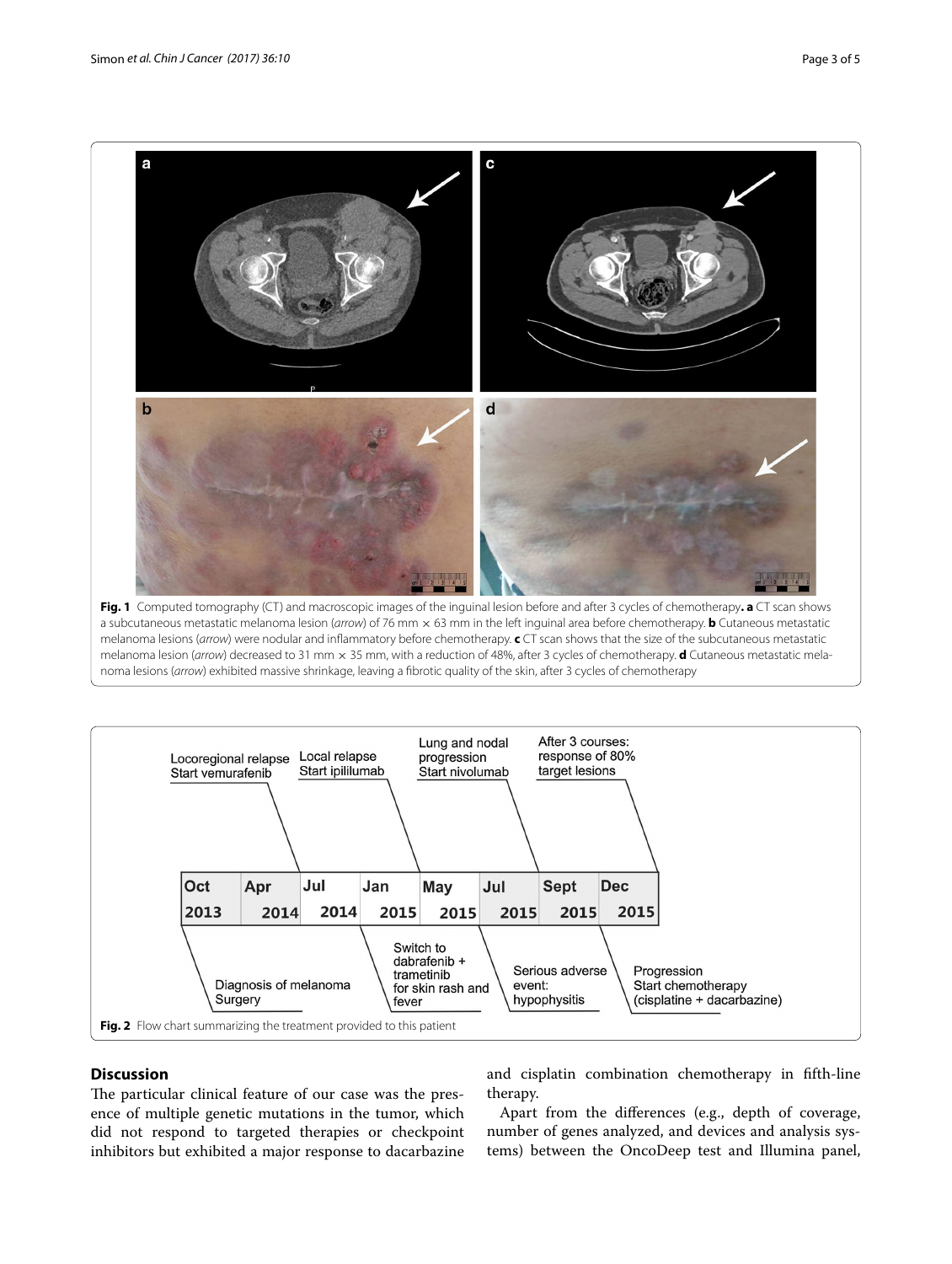**Fig. 1** Computed tomography (CT) and macroscopic images of the inguinal lesion before and after 3 cycles of chemotherapy. **a** CT scan shows a subcutaneous metastatic melanoma lesion (*arrow*) of 76 mm × 63 mm in the left inguinal area before chemotherapy. **b** Cutaneous metastatic melanoma lesions (*arrow*) were nodular and inflammatory before chemotherapy. **c** CT scan shows that the size of the subcutaneous metastatic melanoma lesion (*arrow*) decreased to 31 mm × 35 mm, with a reduction of 48%, after 3 cycles of chemotherapy. **d** Cutaneous metastatic melanoma lesions (*arrow*) exhibited massive shrinkage, leaving a fibrotic quality of the skin, after 3 cycles of chemotherapy

| Date | Event |
| --- | --- |
| Oct 2013 | Diagnosis of melanoma; Surgery |
| Apr 2014 | Locoregional relapse; Start vemurafenib |
| Jul 2014 | Local relapse; Start ipililumab |
| Jan 2015 | Switch to dabrafenib + trametinib for skin rash and fever |
| May 2015 | Lung and nodal progression; Start nivolumab |
| Jul 2015 | Serious adverse event: hypophysitis |
| Sept 2015 | Progression; Start chemotherapy (cisplatine + dacarbazine) |
| Dec 2015 | After 3 courses: response of 80% target lesions |

**Fig. 2** Flow chart summarizing the treatment provided to this patient

## Discussion

The particular clinical feature of our case was the presence of multiple genetic mutations in the tumor, which did not respond to targeted therapies or checkpoint inhibitors but exhibited a major response to dacarbazine and cisplatin combination chemotherapy in fifth-line therapy.

Apart from the differences (e.g., depth of coverage, number of genes analyzed, and devices and analysis systems) between the OncoDeep test and Illumina panel,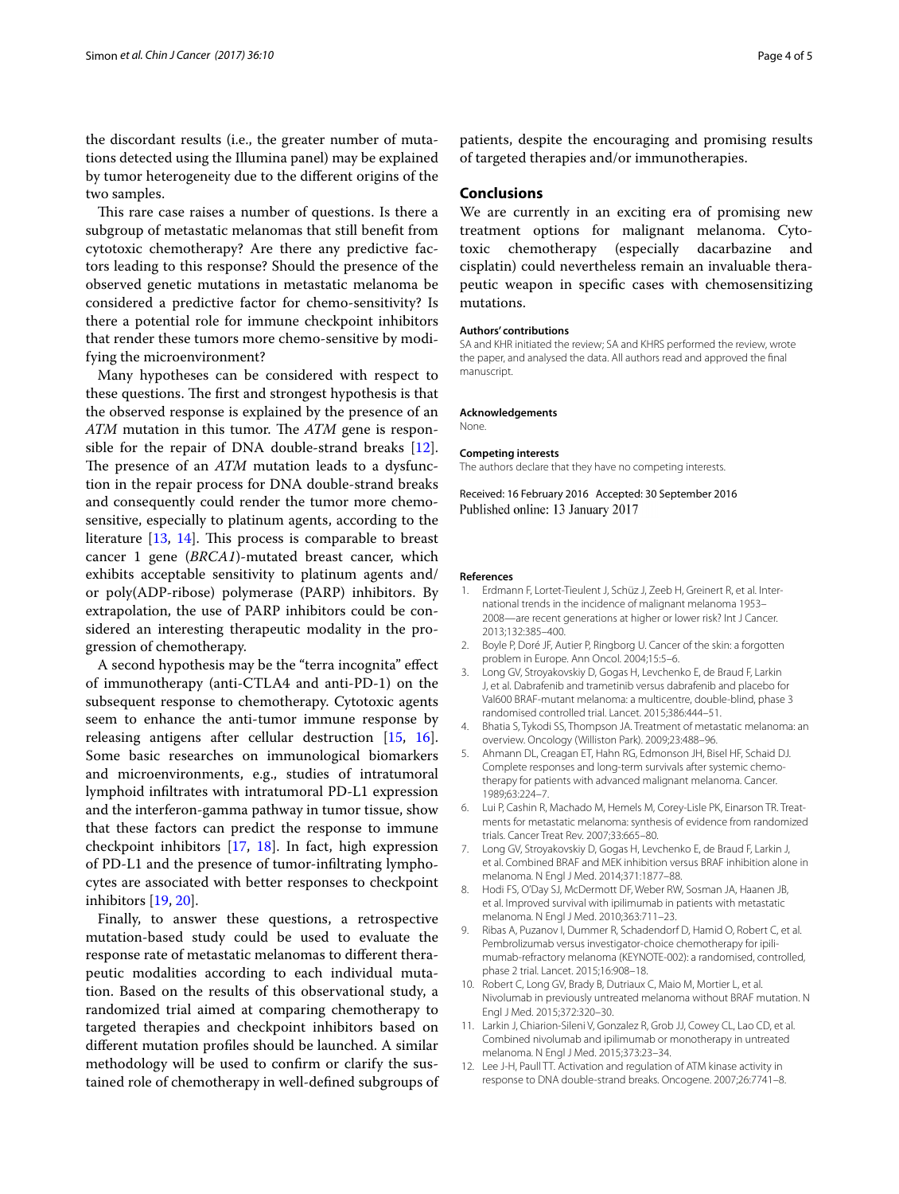the discordant results (i.e., the greater number of mutations detected using the Illumina panel) may be explained by tumor heterogeneity due to the different origins of the two samples.

This rare case raises a number of questions. Is there a subgroup of metastatic melanomas that still benefit from cytotoxic chemotherapy? Are there any predictive factors leading to this response? Should the presence of the observed genetic mutations in metastatic melanoma be considered a predictive factor for chemo-sensitivity? Is there a potential role for immune checkpoint inhibitors that render these tumors more chemo-sensitive by modifying the microenvironment?

Many hypotheses can be considered with respect to these questions. The first and strongest hypothesis is that the observed response is explained by the presence of an *ATM* mutation in this tumor. The *ATM* gene is responsible for the repair of DNA double-strand breaks [12]. The presence of an *ATM* mutation leads to a dysfunction in the repair process for DNA double-strand breaks and consequently could render the tumor more chemosensitive, especially to platinum agents, according to the literature [13, 14]. This process is comparable to breast cancer 1 gene (*BRCA1*)-mutated breast cancer, which exhibits acceptable sensitivity to platinum agents and/or poly(ADP-ribose) polymerase (PARP) inhibitors. By extrapolation, the use of PARP inhibitors could be considered an interesting therapeutic modality in the progression of chemotherapy.

A second hypothesis may be the "terra incognita" effect of immunotherapy (anti-CTLA4 and anti-PD-1) on the subsequent response to chemotherapy. Cytotoxic agents seem to enhance the anti-tumor immune response by releasing antigens after cellular destruction [15, 16]. Some basic researches on immunological biomarkers and microenvironments, e.g., studies of intratumoral lymphoid infiltrates with intratumoral PD-L1 expression and the interferon-gamma pathway in tumor tissue, show that these factors can predict the response to immune checkpoint inhibitors [17, 18]. In fact, high expression of PD-L1 and the presence of tumor-infiltrating lymphocytes are associated with better responses to checkpoint inhibitors [19, 20].

Finally, to answer these questions, a retrospective mutation-based study could be used to evaluate the response rate of metastatic melanomas to different therapeutic modalities according to each individual mutation. Based on the results of this observational study, a randomized trial aimed at comparing chemotherapy to targeted therapies and checkpoint inhibitors based on different mutation profiles should be launched. A similar methodology will be used to confirm or clarify the sustained role of chemotherapy in well-defined subgroups of patients, despite the encouraging and promising results of targeted therapies and/or immunotherapies.

## Conclusions

We are currently in an exciting era of promising new treatment options for malignant melanoma. Cytotoxic chemotherapy (especially dacarbazine and cisplatin) could nevertheless remain an invaluable therapeutic weapon in specific cases with chemosensitizing mutations.

#### Authors' contributions

SA and KHR initiated the review; SA and KHRS performed the review, wrote the paper, and analysed the data. All authors read and approved the final manuscript.

#### Acknowledgements

None.

#### Competing interests

The authors declare that they have no competing interests.

Received: 16 February 2016 Accepted: 30 September 2016
Published online: 13 January 2017

#### References

1. Erdmann F, Lortet-Tieulent J, Schüz J, Zeeb H, Greinert R, et al. International trends in the incidence of malignant melanoma 1953–2008—are recent generations at higher or lower risk? Int J Cancer. 2013;132:385–400.
2. Boyle P, Doré JF, Autier P, Ringborg U. Cancer of the skin: a forgotten problem in Europe. Ann Oncol. 2004;15:5–6.
3. Long GV, Stroyakovskiy D, Gogas H, Levchenko E, de Braud F, Larkin J, et al. Dabrafenib and trametinib versus dabrafenib and placebo for Val600 BRAF-mutant melanoma: a multicentre, double-blind, phase 3 randomised controlled trial. Lancet. 2015;386:444–51.
4. Bhatia S, Tykodi SS, Thompson JA. Treatment of metastatic melanoma: an overview. Oncology (Williston Park). 2009;23:488–96.
5. Ahmann DL, Creagan ET, Hahn RG, Edmonson JH, Bisel HF, Schaid DJ. Complete responses and long-term survivals after systemic chemotherapy for patients with advanced malignant melanoma. Cancer. 1989;63:224–7.
6. Lui P, Cashin R, Machado M, Hemels M, Corey-Lisle PK, Einarson TR. Treatments for metastatic melanoma: synthesis of evidence from randomized trials. Cancer Treat Rev. 2007;33:665–80.
7. Long GV, Stroyakovskiy D, Gogas H, Levchenko E, de Braud F, Larkin J, et al. Combined BRAF and MEK inhibition versus BRAF inhibition alone in melanoma. N Engl J Med. 2014;371:1877–88.
8. Hodi FS, O'Day SJ, McDermott DF, Weber RW, Sosman JA, Haanen JB, et al. Improved survival with ipilimumab in patients with metastatic melanoma. N Engl J Med. 2010;363:711–23.
9. Ribas A, Puzanov I, Dummer R, Schadendorf D, Hamid O, Robert C, et al. Pembrolizumab versus investigator-choice chemotherapy for ipilimumab-refractory melanoma (KEYNOTE-002): a randomised, controlled, phase 2 trial. Lancet. 2015;16:908–18.
10. Robert C, Long GV, Brady B, Dutriaux C, Maio M, Mortier L, et al. Nivolumab in previously untreated melanoma without BRAF mutation. N Engl J Med. 2015;372:320–30.
11. Larkin J, Chiarion-Sileni V, Gonzalez R, Grob JJ, Cowey CL, Lao CD, et al. Combined nivolumab and ipilimumab or monotherapy in untreated melanoma. N Engl J Med. 2015;373:23–34.
12. Lee J-H, Paull TT. Activation and regulation of ATM kinase activity in response to DNA double-strand breaks. Oncogene. 2007;26:7741–8.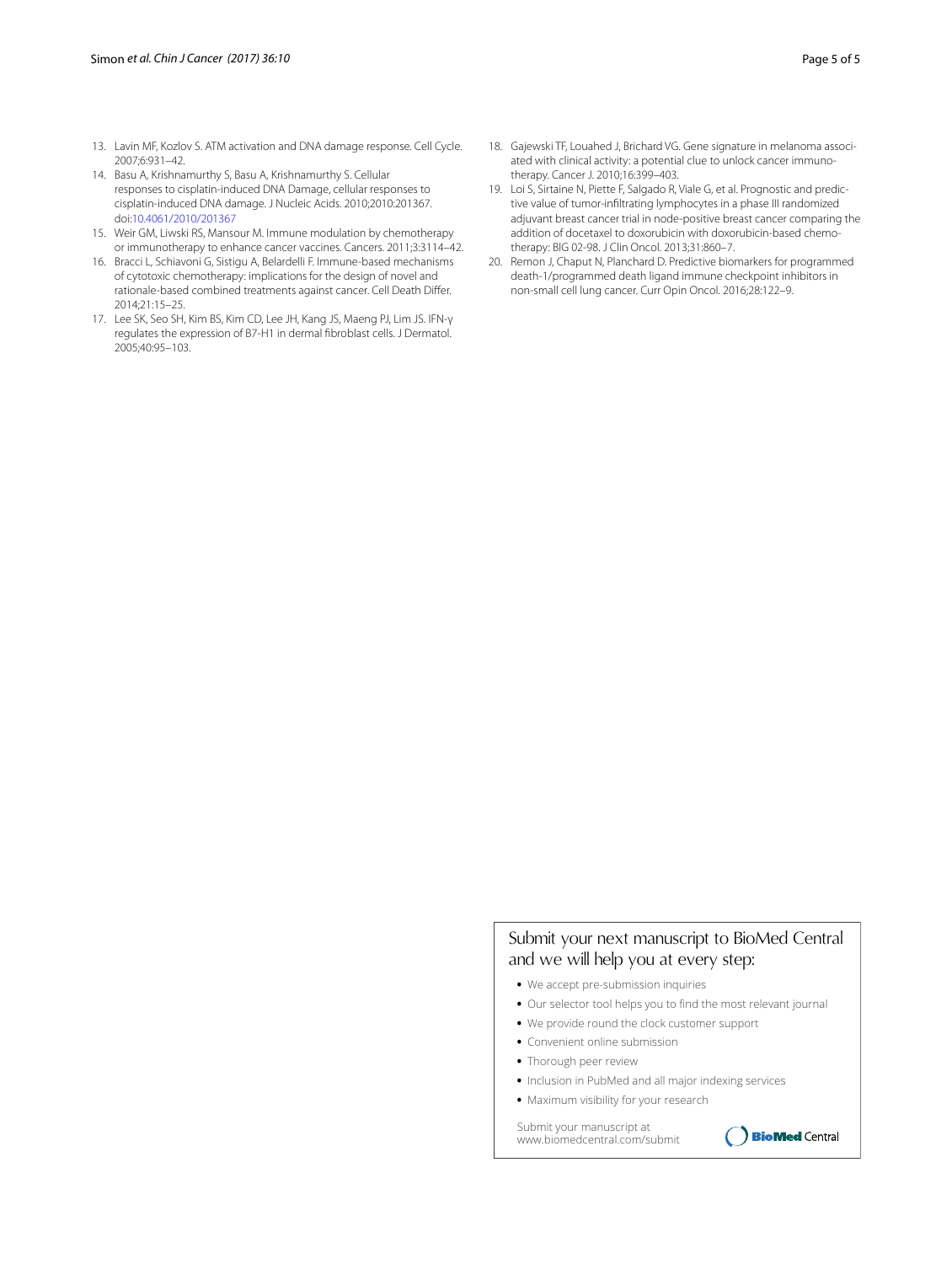13. Lavin MF, Kozlov S. ATM activation and DNA damage response. Cell Cycle. 2007;6:931–42.
14. Basu A, Krishnamurthy S, Basu A, Krishnamurthy S. Cellular responses to cisplatin-induced DNA Damage, cellular responses to cisplatin-induced DNA damage. J Nucleic Acids. 2010;2010:201367. doi:10.4061/2010/201367
15. Weir GM, Liwski RS, Mansour M. Immune modulation by chemotherapy or immunotherapy to enhance cancer vaccines. Cancers. 2011;3:3114–42.
16. Bracci L, Schiavoni G, Sistigu A, Belardelli F. Immune-based mechanisms of cytotoxic chemotherapy: implications for the design of novel and rationale-based combined treatments against cancer. Cell Death Differ. 2014;21:15–25.
17. Lee SK, Seo SH, Kim BS, Kim CD, Lee JH, Kang JS, Maeng PJ, Lim JS. IFN-γ regulates the expression of B7-H1 in dermal fibroblast cells. J Dermatol. 2005;40:95–103.
18. Gajewski TF, Louahed J, Brichard VG. Gene signature in melanoma associated with clinical activity: a potential clue to unlock cancer immunotherapy. Cancer J. 2010;16:399–403.
19. Loi S, Sirtaine N, Piette F, Salgado R, Viale G, et al. Prognostic and predictive value of tumor-infiltrating lymphocytes in a phase III randomized adjuvant breast cancer trial in node-positive breast cancer comparing the addition of docetaxel to doxorubicin with doxorubicin-based chemotherapy: BIG 02-98. J Clin Oncol. 2013;31:860–7.
20. Remon J, Chaput N, Planchard D. Predictive biomarkers for programmed death-1/programmed death ligand immune checkpoint inhibitors in non-small cell lung cancer. Curr Opin Oncol. 2016;28:122–9.

Submit your next manuscript to BioMed Central and we will help you at every step:

- We accept pre-submission inquiries
- Our selector tool helps you to find the most relevant journal
- We provide round the clock customer support
- Convenient online submission
- Thorough peer review
- Inclusion in PubMed and all major indexing services
- Maximum visibility for your research

Submit your manuscript at
www.biomedcentral.com/submit

BioMed Central